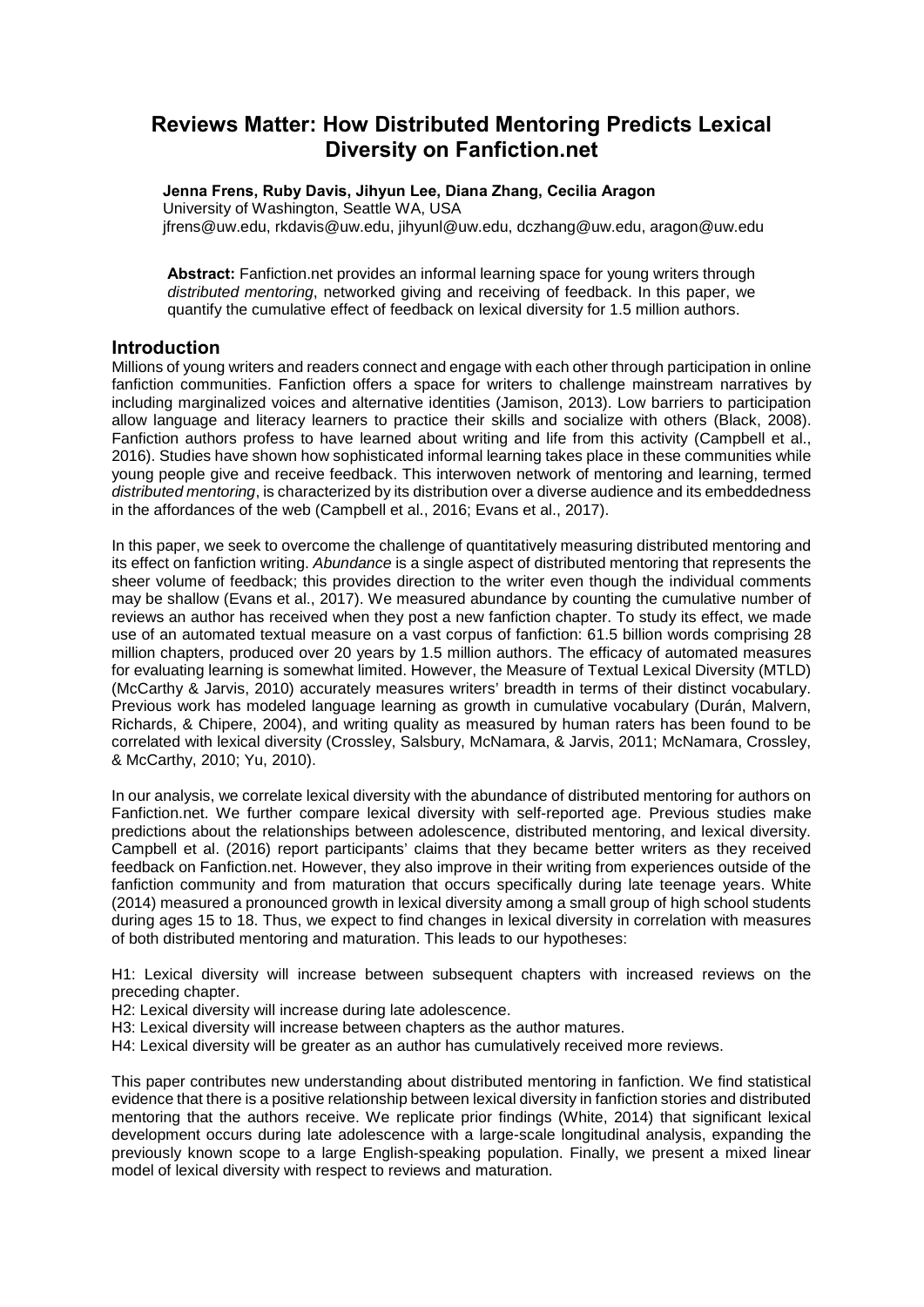# Reviews Matter: How Distributed Mentoring Predicts Lexical Diversity on Fanfiction.net

**Jenna Frens, Ruby Davis, Jihyun Lee, Diana Zhang, Cecilia Aragon**
University of Washington, Seattle WA, USA
jfrens@uw.edu, rkdavis@uw.edu, jihyunl@uw.edu, dczhang@uw.edu, aragon@uw.edu

**Abstract:** Fanfiction.net provides an informal learning space for young writers through *distributed mentoring*, networked giving and receiving of feedback. In this paper, we quantify the cumulative effect of feedback on lexical diversity for 1.5 million authors.

## Introduction

Millions of young writers and readers connect and engage with each other through participation in online fanfiction communities. Fanfiction offers a space for writers to challenge mainstream narratives by including marginalized voices and alternative identities (Jamison, 2013). Low barriers to participation allow language and literacy learners to practice their skills and socialize with others (Black, 2008). Fanfiction authors profess to have learned about writing and life from this activity (Campbell et al., 2016). Studies have shown how sophisticated informal learning takes place in these communities while young people give and receive feedback. This interwoven network of mentoring and learning, termed *distributed mentoring*, is characterized by its distribution over a diverse audience and its embeddedness in the affordances of the web (Campbell et al., 2016; Evans et al., 2017).

In this paper, we seek to overcome the challenge of quantitatively measuring distributed mentoring and its effect on fanfiction writing. *Abundance* is a single aspect of distributed mentoring that represents the sheer volume of feedback; this provides direction to the writer even though the individual comments may be shallow (Evans et al., 2017). We measured abundance by counting the cumulative number of reviews an author has received when they post a new fanfiction chapter. To study its effect, we made use of an automated textual measure on a vast corpus of fanfiction: 61.5 billion words comprising 28 million chapters, produced over 20 years by 1.5 million authors. The efficacy of automated measures for evaluating learning is somewhat limited. However, the Measure of Textual Lexical Diversity (MTLD) (McCarthy & Jarvis, 2010) accurately measures writers' breadth in terms of their distinct vocabulary. Previous work has modeled language learning as growth in cumulative vocabulary (Durán, Malvern, Richards, & Chipere, 2004), and writing quality as measured by human raters has been found to be correlated with lexical diversity (Crossley, Salsbury, McNamara, & Jarvis, 2011; McNamara, Crossley, & McCarthy, 2010; Yu, 2010).

In our analysis, we correlate lexical diversity with the abundance of distributed mentoring for authors on Fanfiction.net. We further compare lexical diversity with self-reported age. Previous studies make predictions about the relationships between adolescence, distributed mentoring, and lexical diversity. Campbell et al. (2016) report participants' claims that they became better writers as they received feedback on Fanfiction.net. However, they also improve in their writing from experiences outside of the fanfiction community and from maturation that occurs specifically during late teenage years. White (2014) measured a pronounced growth in lexical diversity among a small group of high school students during ages 15 to 18. Thus, we expect to find changes in lexical diversity in correlation with measures of both distributed mentoring and maturation. This leads to our hypotheses:

H1: Lexical diversity will increase between subsequent chapters with increased reviews on the preceding chapter.
H2: Lexical diversity will increase during late adolescence.
H3: Lexical diversity will increase between chapters as the author matures.
H4: Lexical diversity will be greater as an author has cumulatively received more reviews.

This paper contributes new understanding about distributed mentoring in fanfiction. We find statistical evidence that there is a positive relationship between lexical diversity in fanfiction stories and distributed mentoring that the authors receive. We replicate prior findings (White, 2014) that significant lexical development occurs during late adolescence with a large-scale longitudinal analysis, expanding the previously known scope to a large English-speaking population. Finally, we present a mixed linear model of lexical diversity with respect to reviews and maturation.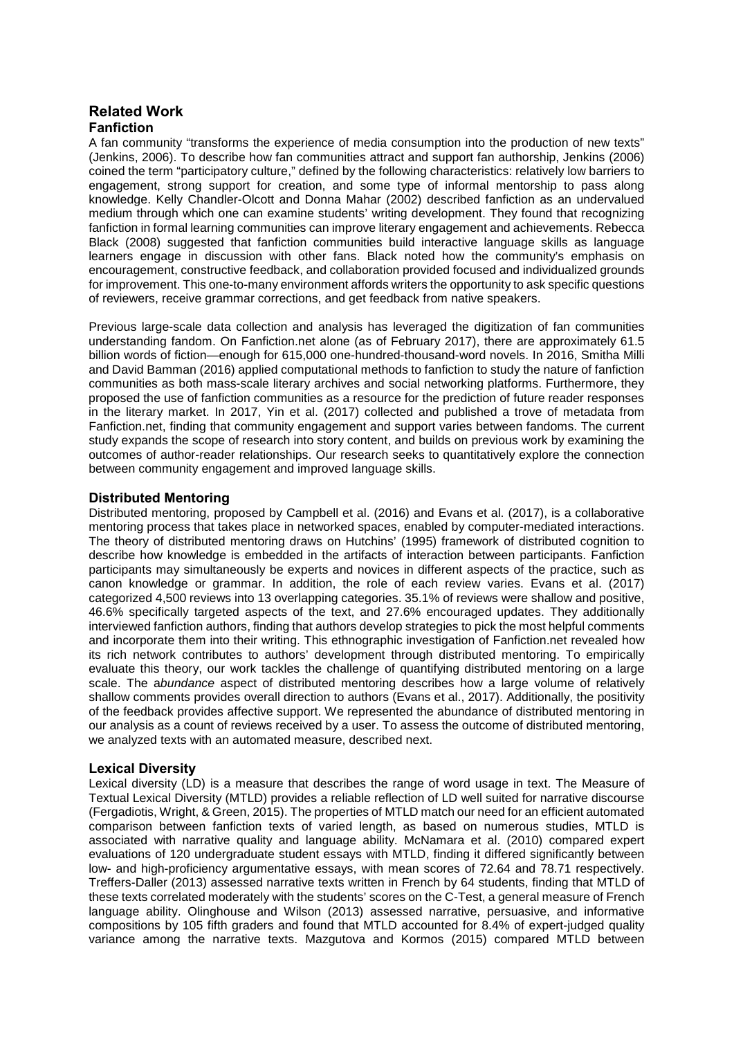## Related Work

### Fanfiction

A fan community "transforms the experience of media consumption into the production of new texts" (Jenkins, 2006). To describe how fan communities attract and support fan authorship, Jenkins (2006) coined the term "participatory culture," defined by the following characteristics: relatively low barriers to engagement, strong support for creation, and some type of informal mentorship to pass along knowledge. Kelly Chandler-Olcott and Donna Mahar (2002) described fanfiction as an undervalued medium through which one can examine students' writing development. They found that recognizing fanfiction in formal learning communities can improve literary engagement and achievements. Rebecca Black (2008) suggested that fanfiction communities build interactive language skills as language learners engage in discussion with other fans. Black noted how the community's emphasis on encouragement, constructive feedback, and collaboration provided focused and individualized grounds for improvement. This one-to-many environment affords writers the opportunity to ask specific questions of reviewers, receive grammar corrections, and get feedback from native speakers.

Previous large-scale data collection and analysis has leveraged the digitization of fan communities understanding fandom. On Fanfiction.net alone (as of February 2017), there are approximately 61.5 billion words of fiction—enough for 615,000 one-hundred-thousand-word novels. In 2016, Smitha Milli and David Bamman (2016) applied computational methods to fanfiction to study the nature of fanfiction communities as both mass-scale literary archives and social networking platforms. Furthermore, they proposed the use of fanfiction communities as a resource for the prediction of future reader responses in the literary market. In 2017, Yin et al. (2017) collected and published a trove of metadata from Fanfiction.net, finding that community engagement and support varies between fandoms. The current study expands the scope of research into story content, and builds on previous work by examining the outcomes of author-reader relationships. Our research seeks to quantitatively explore the connection between community engagement and improved language skills.

### Distributed Mentoring

Distributed mentoring, proposed by Campbell et al. (2016) and Evans et al. (2017), is a collaborative mentoring process that takes place in networked spaces, enabled by computer-mediated interactions. The theory of distributed mentoring draws on Hutchins' (1995) framework of distributed cognition to describe how knowledge is embedded in the artifacts of interaction between participants. Fanfiction participants may simultaneously be experts and novices in different aspects of the practice, such as canon knowledge or grammar. In addition, the role of each review varies. Evans et al. (2017) categorized 4,500 reviews into 13 overlapping categories. 35.1% of reviews were shallow and positive, 46.6% specifically targeted aspects of the text, and 27.6% encouraged updates. They additionally interviewed fanfiction authors, finding that authors develop strategies to pick the most helpful comments and incorporate them into their writing. This ethnographic investigation of Fanfiction.net revealed how its rich network contributes to authors' development through distributed mentoring. To empirically evaluate this theory, our work tackles the challenge of quantifying distributed mentoring on a large scale. The a*bundance* aspect of distributed mentoring describes how a large volume of relatively shallow comments provides overall direction to authors (Evans et al., 2017). Additionally, the positivity of the feedback provides affective support. We represented the abundance of distributed mentoring in our analysis as a count of reviews received by a user. To assess the outcome of distributed mentoring, we analyzed texts with an automated measure, described next.

### Lexical Diversity

Lexical diversity (LD) is a measure that describes the range of word usage in text. The Measure of Textual Lexical Diversity (MTLD) provides a reliable reflection of LD well suited for narrative discourse (Fergadiotis, Wright, & Green, 2015). The properties of MTLD match our need for an efficient automated comparison between fanfiction texts of varied length, as based on numerous studies, MTLD is associated with narrative quality and language ability. McNamara et al. (2010) compared expert evaluations of 120 undergraduate student essays with MTLD, finding it differed significantly between low- and high-proficiency argumentative essays, with mean scores of 72.64 and 78.71 respectively. Treffers-Daller (2013) assessed narrative texts written in French by 64 students, finding that MTLD of these texts correlated moderately with the students' scores on the C-Test, a general measure of French language ability. Olinghouse and Wilson (2013) assessed narrative, persuasive, and informative compositions by 105 fifth graders and found that MTLD accounted for 8.4% of expert-judged quality variance among the narrative texts. Mazgutova and Kormos (2015) compared MTLD between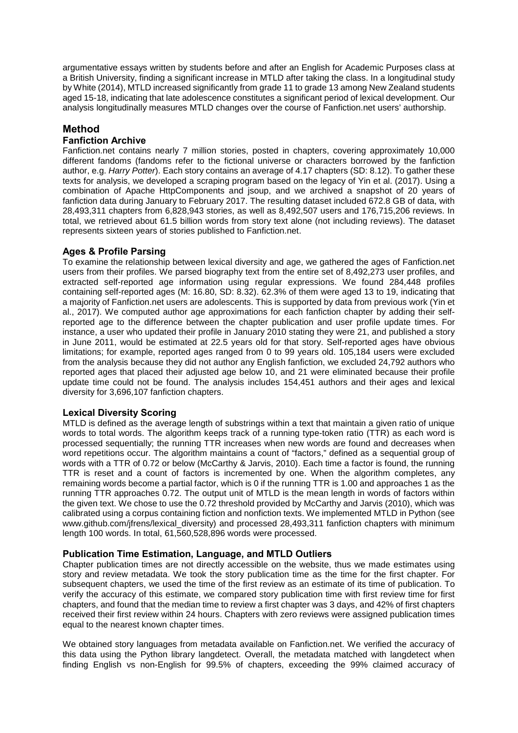argumentative essays written by students before and after an English for Academic Purposes class at a British University, finding a significant increase in MTLD after taking the class. In a longitudinal study by White (2014), MTLD increased significantly from grade 11 to grade 13 among New Zealand students aged 15-18, indicating that late adolescence constitutes a significant period of lexical development. Our analysis longitudinally measures MTLD changes over the course of Fanfiction.net users' authorship.

## Method

### Fanfiction Archive

Fanfiction.net contains nearly 7 million stories, posted in chapters, covering approximately 10,000 different fandoms (fandoms refer to the fictional universe or characters borrowed by the fanfiction author, e.g. *Harry Potter*). Each story contains an average of 4.17 chapters (SD: 8.12). To gather these texts for analysis, we developed a scraping program based on the legacy of Yin et al. (2017). Using a combination of Apache HttpComponents and jsoup, and we archived a snapshot of 20 years of fanfiction data during January to February 2017. The resulting dataset included 672.8 GB of data, with 28,493,311 chapters from 6,828,943 stories, as well as 8,492,507 users and 176,715,206 reviews. In total, we retrieved about 61.5 billion words from story text alone (not including reviews). The dataset represents sixteen years of stories published to Fanfiction.net.

### Ages & Profile Parsing

To examine the relationship between lexical diversity and age, we gathered the ages of Fanfiction.net users from their profiles. We parsed biography text from the entire set of 8,492,273 user profiles, and extracted self-reported age information using regular expressions. We found 284,448 profiles containing self-reported ages (M: 16.80, SD: 8.32). 62.3% of them were aged 13 to 19, indicating that a majority of Fanfiction.net users are adolescents. This is supported by data from previous work (Yin et al., 2017). We computed author age approximations for each fanfiction chapter by adding their self-reported age to the difference between the chapter publication and user profile update times. For instance, a user who updated their profile in January 2010 stating they were 21, and published a story in June 2011, would be estimated at 22.5 years old for that story. Self-reported ages have obvious limitations; for example, reported ages ranged from 0 to 99 years old. 105,184 users were excluded from the analysis because they did not author any English fanfiction, we excluded 24,792 authors who reported ages that placed their adjusted age below 10, and 21 were eliminated because their profile update time could not be found. The analysis includes 154,451 authors and their ages and lexical diversity for 3,696,107 fanfiction chapters.

### Lexical Diversity Scoring

MTLD is defined as the average length of substrings within a text that maintain a given ratio of unique words to total words. The algorithm keeps track of a running type-token ratio (TTR) as each word is processed sequentially; the running TTR increases when new words are found and decreases when word repetitions occur. The algorithm maintains a count of "factors," defined as a sequential group of words with a TTR of 0.72 or below (McCarthy & Jarvis, 2010). Each time a factor is found, the running TTR is reset and a count of factors is incremented by one. When the algorithm completes, any remaining words become a partial factor, which is 0 if the running TTR is 1.00 and approaches 1 as the running TTR approaches 0.72. The output unit of MTLD is the mean length in words of factors within the given text. We chose to use the 0.72 threshold provided by McCarthy and Jarvis (2010), which was calibrated using a corpus containing fiction and nonfiction texts. We implemented MTLD in Python (see www.github.com/jfrens/lexical_diversity) and processed 28,493,311 fanfiction chapters with minimum length 100 words. In total, 61,560,528,896 words were processed.

### Publication Time Estimation, Language, and MTLD Outliers

Chapter publication times are not directly accessible on the website, thus we made estimates using story and review metadata. We took the story publication time as the time for the first chapter. For subsequent chapters, we used the time of the first review as an estimate of its time of publication. To verify the accuracy of this estimate, we compared story publication time with first review time for first chapters, and found that the median time to review a first chapter was 3 days, and 42% of first chapters received their first review within 24 hours. Chapters with zero reviews were assigned publication times equal to the nearest known chapter times.

We obtained story languages from metadata available on Fanfiction.net. We verified the accuracy of this data using the Python library langdetect. Overall, the metadata matched with langdetect when finding English vs non-English for 99.5% of chapters, exceeding the 99% claimed accuracy of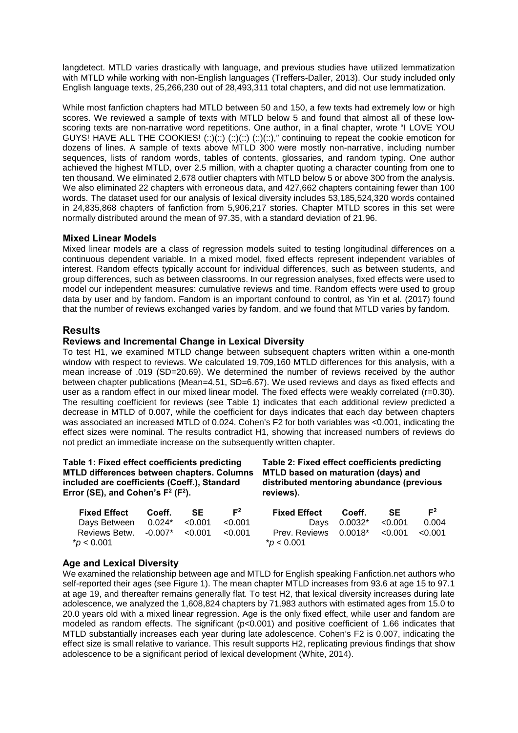langdetect. MTLD varies drastically with language, and previous studies have utilized lemmatization with MTLD while working with non-English languages (Treffers-Daller, 2013). Our study included only English language texts, 25,266,230 out of 28,493,311 total chapters, and did not use lemmatization.

While most fanfiction chapters had MTLD between 50 and 150, a few texts had extremely low or high scores. We reviewed a sample of texts with MTLD below 5 and found that almost all of these low-scoring texts are non-narrative word repetitions. One author, in a final chapter, wrote "I LOVE YOU GUYS! HAVE ALL THE COOKIES! (::)(::) (::)(::) (::)(::)," continuing to repeat the cookie emoticon for dozens of lines. A sample of texts above MTLD 300 were mostly non-narrative, including number sequences, lists of random words, tables of contents, glossaries, and random typing. One author achieved the highest MTLD, over 2.5 million, with a chapter quoting a character counting from one to ten thousand. We eliminated 2,678 outlier chapters with MTLD below 5 or above 300 from the analysis. We also eliminated 22 chapters with erroneous data, and 427,662 chapters containing fewer than 100 words. The dataset used for our analysis of lexical diversity includes 53,185,524,320 words contained in 24,835,868 chapters of fanfiction from 5,906,217 stories. Chapter MTLD scores in this set were normally distributed around the mean of 97.35, with a standard deviation of 21.96.

### Mixed Linear Models

Mixed linear models are a class of regression models suited to testing longitudinal differences on a continuous dependent variable. In a mixed model, fixed effects represent independent variables of interest. Random effects typically account for individual differences, such as between students, and group differences, such as between classrooms. In our regression analyses, fixed effects were used to model our independent measures: cumulative reviews and time. Random effects were used to group data by user and by fandom. Fandom is an important confound to control, as Yin et al. (2017) found that the number of reviews exchanged varies by fandom, and we found that MTLD varies by fandom.

## Results

### Reviews and Incremental Change in Lexical Diversity

To test H1, we examined MTLD change between subsequent chapters written within a one-month window with respect to reviews. We calculated 19,709,160 MTLD differences for this analysis, with a mean increase of .019 (SD=20.69). We determined the number of reviews received by the author between chapter publications (Mean=4.51, SD=6.67). We used reviews and days as fixed effects and user as a random effect in our mixed linear model. The fixed effects were weakly correlated (r=0.30). The resulting coefficient for reviews (see Table 1) indicates that each additional review predicted a decrease in MTLD of 0.007, while the coefficient for days indicates that each day between chapters was associated an increased MTLD of 0.024. Cohen's F2 for both variables was <0.001, indicating the effect sizes were nominal. The results contradict H1, showing that increased numbers of reviews do not predict an immediate increase on the subsequently written chapter.

**Table 1: Fixed effect coefficients predicting MTLD differences between chapters. Columns included are coefficients (Coeff.), Standard Error (SE), and Cohen's $F^2$ ($F^2$).**

| Fixed Effect | Coeff. | SE | $F^2$ |
|---|---|---|---|
| Days Between | 0.024* | <0.001 | <0.001 |
| Reviews Betw. | -0.007* | <0.001 | <0.001 |

*$p < 0.001$

**Table 2: Fixed effect coefficients predicting MTLD based on maturation (days) and distributed mentoring abundance (previous reviews).**

| Fixed Effect | Coeff. | SE | $F^2$ |
|---|---|---|---|
| Days | 0.0032* | <0.001 | 0.004 |
| Prev. Reviews | 0.0018* | <0.001 | <0.001 |

*$p < 0.001$

### Age and Lexical Diversity

We examined the relationship between age and MTLD for English speaking Fanfiction.net authors who self-reported their ages (see Figure 1). The mean chapter MTLD increases from 93.6 at age 15 to 97.1 at age 19, and thereafter remains generally flat. To test H2, that lexical diversity increases during late adolescence, we analyzed the 1,608,824 chapters by 71,983 authors with estimated ages from 15.0 to 20.0 years old with a mixed linear regression. Age is the only fixed effect, while user and fandom are modeled as random effects. The significant ($p<0.001$) and positive coefficient of 1.66 indicates that MTLD substantially increases each year during late adolescence. Cohen's F2 is 0.007, indicating the effect size is small relative to variance. This result supports H2, replicating previous findings that show adolescence to be a significant period of lexical development (White, 2014).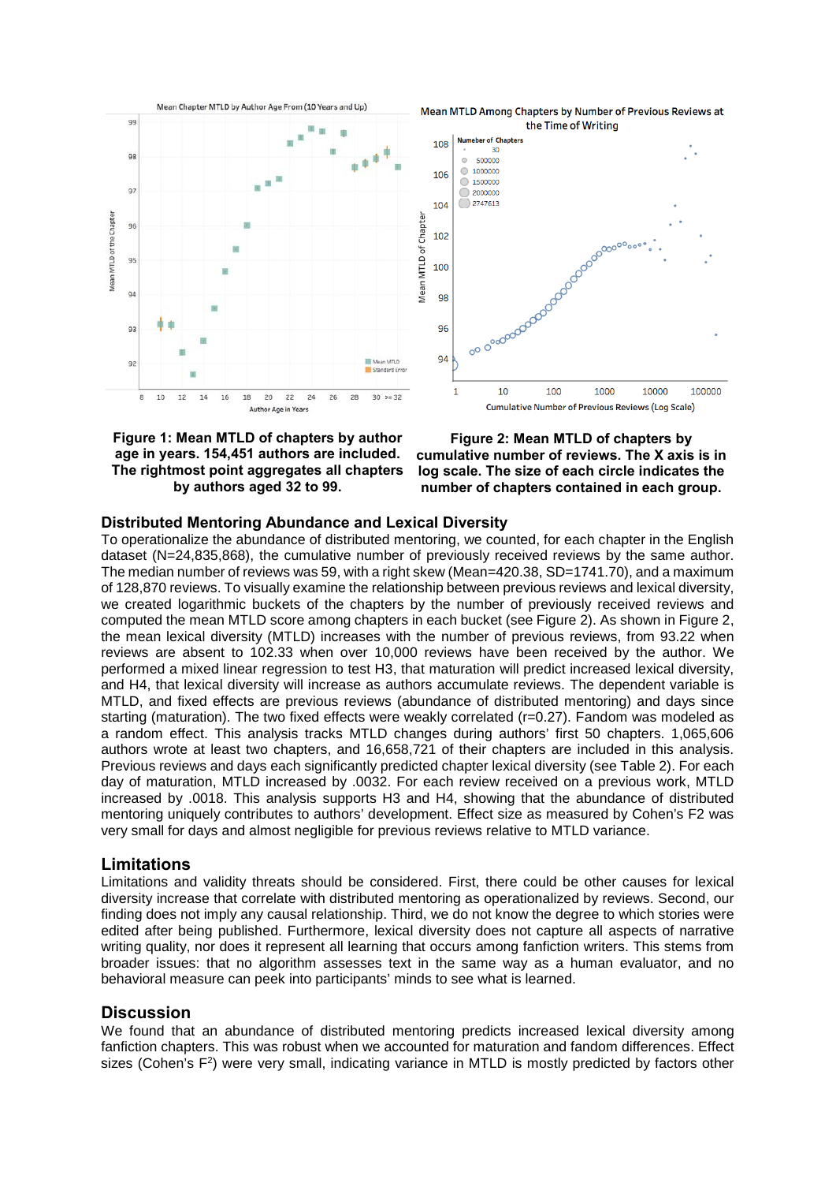**Figure 1: Mean MTLD of chapters by author age in years. 154,451 authors are included. The rightmost point aggregates all chapters by authors aged 32 to 99.**

**Figure 2: Mean MTLD of chapters by cumulative number of reviews. The X axis is in log scale. The size of each circle indicates the number of chapters contained in each group.**

## Distributed Mentoring Abundance and Lexical Diversity

To operationalize the abundance of distributed mentoring, we counted, for each chapter in the English dataset (N=24,835,868), the cumulative number of previously received reviews by the same author. The median number of reviews was 59, with a right skew (Mean=420.38, SD=1741.70), and a maximum of 128,870 reviews. To visually examine the relationship between previous reviews and lexical diversity, we created logarithmic buckets of the chapters by the number of previously received reviews and computed the mean MTLD score among chapters in each bucket (see Figure 2). As shown in Figure 2, the mean lexical diversity (MTLD) increases with the number of previous reviews, from 93.22 when reviews are absent to 102.33 when over 10,000 reviews have been received by the author. We performed a mixed linear regression to test H3, that maturation will predict increased lexical diversity, and H4, that lexical diversity will increase as authors accumulate reviews. The dependent variable is MTLD, and fixed effects are previous reviews (abundance of distributed mentoring) and days since starting (maturation). The two fixed effects were weakly correlated (r=0.27). Fandom was modeled as a random effect. This analysis tracks MTLD changes during authors' first 50 chapters. 1,065,606 authors wrote at least two chapters, and 16,658,721 of their chapters are included in this analysis. Previous reviews and days each significantly predicted chapter lexical diversity (see Table 2). For each day of maturation, MTLD increased by .0032. For each review received on a previous work, MTLD increased by .0018. This analysis supports H3 and H4, showing that the abundance of distributed mentoring uniquely contributes to authors' development. Effect size as measured by Cohen's F2 was very small for days and almost negligible for previous reviews relative to MTLD variance.

## Limitations

Limitations and validity threats should be considered. First, there could be other causes for lexical diversity increase that correlate with distributed mentoring as operationalized by reviews. Second, our finding does not imply any causal relationship. Third, we do not know the degree to which stories were edited after being published. Furthermore, lexical diversity does not capture all aspects of narrative writing quality, nor does it represent all learning that occurs among fanfiction writers. This stems from broader issues: that no algorithm assesses text in the same way as a human evaluator, and no behavioral measure can peek into participants' minds to see what is learned.

## Discussion

We found that an abundance of distributed mentoring predicts increased lexical diversity among fanfiction chapters. This was robust when we accounted for maturation and fandom differences. Effect sizes (Cohen's $F^2$) were very small, indicating variance in MTLD is mostly predicted by factors other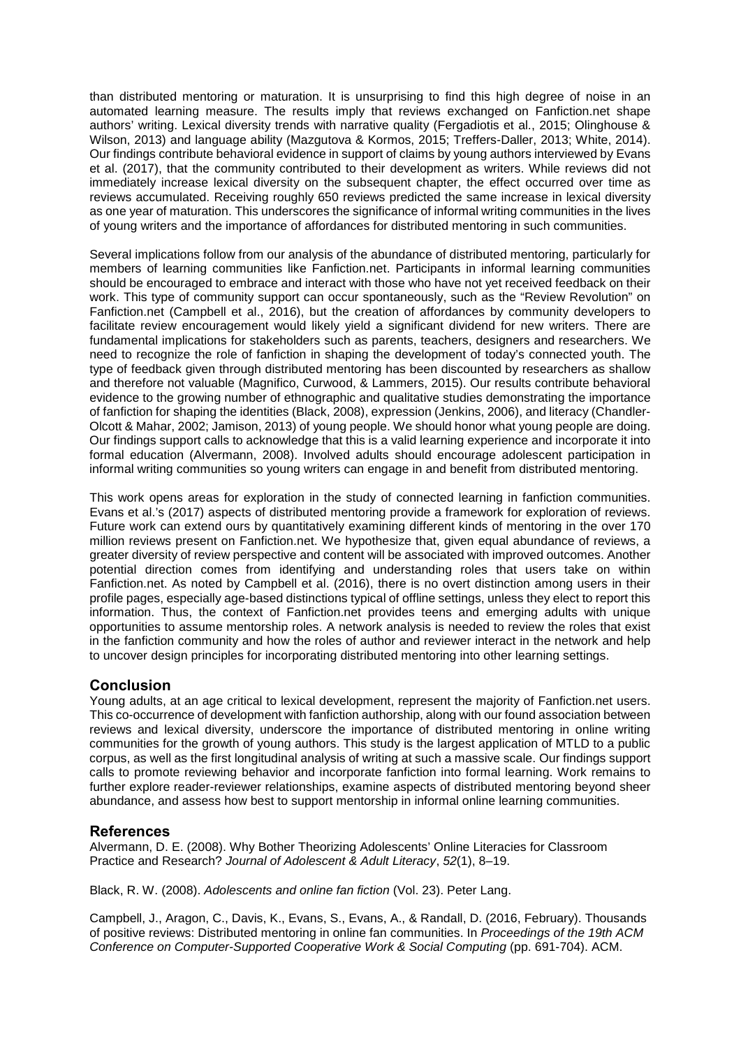than distributed mentoring or maturation. It is unsurprising to find this high degree of noise in an automated learning measure. The results imply that reviews exchanged on Fanfiction.net shape authors' writing. Lexical diversity trends with narrative quality (Fergadiotis et al., 2015; Olinghouse & Wilson, 2013) and language ability (Mazgutova & Kormos, 2015; Treffers-Daller, 2013; White, 2014). Our findings contribute behavioral evidence in support of claims by young authors interviewed by Evans et al. (2017), that the community contributed to their development as writers. While reviews did not immediately increase lexical diversity on the subsequent chapter, the effect occurred over time as reviews accumulated. Receiving roughly 650 reviews predicted the same increase in lexical diversity as one year of maturation. This underscores the significance of informal writing communities in the lives of young writers and the importance of affordances for distributed mentoring in such communities.

Several implications follow from our analysis of the abundance of distributed mentoring, particularly for members of learning communities like Fanfiction.net. Participants in informal learning communities should be encouraged to embrace and interact with those who have not yet received feedback on their work. This type of community support can occur spontaneously, such as the "Review Revolution" on Fanfiction.net (Campbell et al., 2016), but the creation of affordances by community developers to facilitate review encouragement would likely yield a significant dividend for new writers. There are fundamental implications for stakeholders such as parents, teachers, designers and researchers. We need to recognize the role of fanfiction in shaping the development of today's connected youth. The type of feedback given through distributed mentoring has been discounted by researchers as shallow and therefore not valuable (Magnifico, Curwood, & Lammers, 2015). Our results contribute behavioral evidence to the growing number of ethnographic and qualitative studies demonstrating the importance of fanfiction for shaping the identities (Black, 2008), expression (Jenkins, 2006), and literacy (Chandler-Olcott & Mahar, 2002; Jamison, 2013) of young people. We should honor what young people are doing. Our findings support calls to acknowledge that this is a valid learning experience and incorporate it into formal education (Alvermann, 2008). Involved adults should encourage adolescent participation in informal writing communities so young writers can engage in and benefit from distributed mentoring.

This work opens areas for exploration in the study of connected learning in fanfiction communities. Evans et al.'s (2017) aspects of distributed mentoring provide a framework for exploration of reviews. Future work can extend ours by quantitatively examining different kinds of mentoring in the over 170 million reviews present on Fanfiction.net. We hypothesize that, given equal abundance of reviews, a greater diversity of review perspective and content will be associated with improved outcomes. Another potential direction comes from identifying and understanding roles that users take on within Fanfiction.net. As noted by Campbell et al. (2016), there is no overt distinction among users in their profile pages, especially age-based distinctions typical of offline settings, unless they elect to report this information. Thus, the context of Fanfiction.net provides teens and emerging adults with unique opportunities to assume mentorship roles. A network analysis is needed to review the roles that exist in the fanfiction community and how the roles of author and reviewer interact in the network and help to uncover design principles for incorporating distributed mentoring into other learning settings.

## Conclusion

Young adults, at an age critical to lexical development, represent the majority of Fanfiction.net users. This co-occurrence of development with fanfiction authorship, along with our found association between reviews and lexical diversity, underscore the importance of distributed mentoring in online writing communities for the growth of young authors. This study is the largest application of MTLD to a public corpus, as well as the first longitudinal analysis of writing at such a massive scale. Our findings support calls to promote reviewing behavior and incorporate fanfiction into formal learning. Work remains to further explore reader-reviewer relationships, examine aspects of distributed mentoring beyond sheer abundance, and assess how best to support mentorship in informal online learning communities.

## References

Alvermann, D. E. (2008). Why Bother Theorizing Adolescents' Online Literacies for Classroom Practice and Research? *Journal of Adolescent & Adult Literacy*, *52*(1), 8–19.

Black, R. W. (2008). *Adolescents and online fan fiction* (Vol. 23). Peter Lang.

Campbell, J., Aragon, C., Davis, K., Evans, S., Evans, A., & Randall, D. (2016, February). Thousands of positive reviews: Distributed mentoring in online fan communities. In *Proceedings of the 19th ACM Conference on Computer-Supported Cooperative Work & Social Computing* (pp. 691-704). ACM.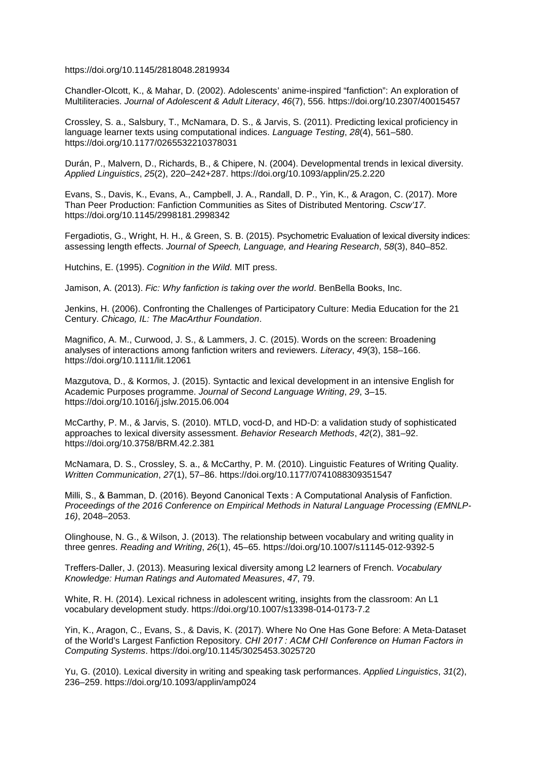https://doi.org/10.1145/2818048.2819934

Chandler-Olcott, K., & Mahar, D. (2002). Adolescents' anime-inspired "fanfiction": An exploration of Multiliteracies. *Journal of Adolescent & Adult Literacy*, *46*(7), 556. https://doi.org/10.2307/40015457

Crossley, S. a., Salsbury, T., McNamara, D. S., & Jarvis, S. (2011). Predicting lexical proficiency in language learner texts using computational indices. *Language Testing*, *28*(4), 561–580. https://doi.org/10.1177/0265532210378031

Durán, P., Malvern, D., Richards, B., & Chipere, N. (2004). Developmental trends in lexical diversity. *Applied Linguistics*, *25*(2), 220–242+287. https://doi.org/10.1093/applin/25.2.220

Evans, S., Davis, K., Evans, A., Campbell, J. A., Randall, D. P., Yin, K., & Aragon, C. (2017). More Than Peer Production: Fanfiction Communities as Sites of Distributed Mentoring. *Cscw'17*. https://doi.org/10.1145/2998181.2998342

Fergadiotis, G., Wright, H. H., & Green, S. B. (2015). Psychometric Evaluation of lexical diversity indices: assessing length effects. *Journal of Speech, Language, and Hearing Research*, *58*(3), 840–852.

Hutchins, E. (1995). *Cognition in the Wild*. MIT press.

Jamison, A. (2013). *Fic: Why fanfiction is taking over the world*. BenBella Books, Inc.

Jenkins, H. (2006). Confronting the Challenges of Participatory Culture: Media Education for the 21 Century. *Chicago, IL: The MacArthur Foundation*.

Magnifico, A. M., Curwood, J. S., & Lammers, J. C. (2015). Words on the screen: Broadening analyses of interactions among fanfiction writers and reviewers. *Literacy*, *49*(3), 158–166. https://doi.org/10.1111/lit.12061

Mazgutova, D., & Kormos, J. (2015). Syntactic and lexical development in an intensive English for Academic Purposes programme. *Journal of Second Language Writing*, *29*, 3–15. https://doi.org/10.1016/j.jslw.2015.06.004

McCarthy, P. M., & Jarvis, S. (2010). MTLD, vocd-D, and HD-D: a validation study of sophisticated approaches to lexical diversity assessment. *Behavior Research Methods*, *42*(2), 381–92. https://doi.org/10.3758/BRM.42.2.381

McNamara, D. S., Crossley, S. a., & McCarthy, P. M. (2010). Linguistic Features of Writing Quality. *Written Communication*, *27*(1), 57–86. https://doi.org/10.1177/0741088309351547

Milli, S., & Bamman, D. (2016). Beyond Canonical Texts : A Computational Analysis of Fanfiction. *Proceedings of the 2016 Conference on Empirical Methods in Natural Language Processing (EMNLP-16)*, 2048–2053.

Olinghouse, N. G., & Wilson, J. (2013). The relationship between vocabulary and writing quality in three genres. *Reading and Writing*, *26*(1), 45–65. https://doi.org/10.1007/s11145-012-9392-5

Treffers-Daller, J. (2013). Measuring lexical diversity among L2 learners of French. *Vocabulary Knowledge: Human Ratings and Automated Measures*, *47*, 79.

White, R. H. (2014). Lexical richness in adolescent writing, insights from the classroom: An L1 vocabulary development study. https://doi.org/10.1007/s13398-014-0173-7.2

Yin, K., Aragon, C., Evans, S., & Davis, K. (2017). Where No One Has Gone Before: A Meta-Dataset of the World's Largest Fanfiction Repository. *CHI 2017 : ACM CHI Conference on Human Factors in Computing Systems*. https://doi.org/10.1145/3025453.3025720

Yu, G. (2010). Lexical diversity in writing and speaking task performances. *Applied Linguistics*, *31*(2), 236–259. https://doi.org/10.1093/applin/amp024